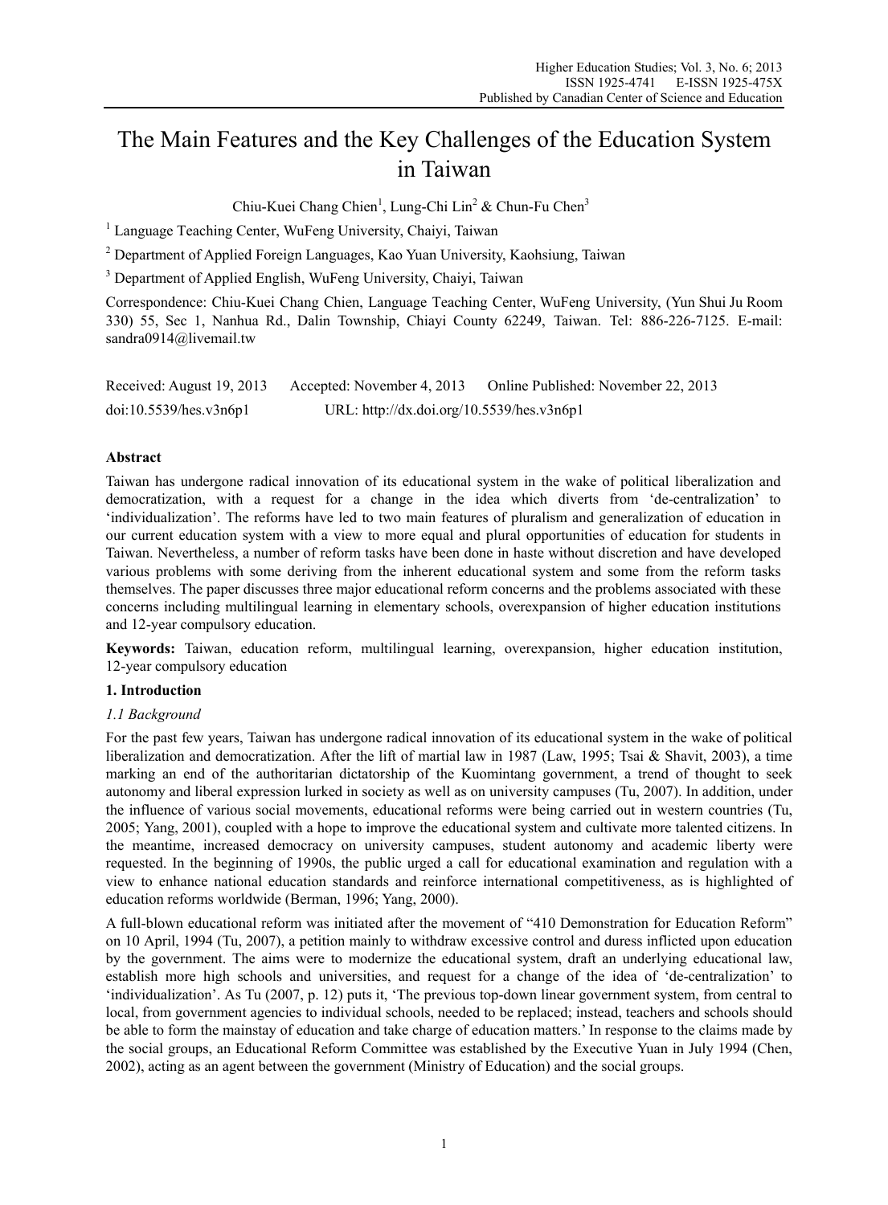# The Main Features and the Key Challenges of the Education System in Taiwan

Chiu-Kuei Chang Chien[1], Lung-Chi Lin[2] & Chun-Fu Chen[3]

[1] Language Teaching Center, WuFeng University, Chaiyi, Taiwan

[2] Department of Applied Foreign Languages, Kao Yuan University, Kaohsiung, Taiwan

[3] Department of Applied English, WuFeng University, Chaiyi, Taiwan

Correspondence: Chiu-Kuei Chang Chien, Language Teaching Center, WuFeng University, (Yun Shui Ju Room 330) 55, Sec 1, Nanhua Rd., Dalin Township, Chiayi County 62249, Taiwan. Tel: 886-226-7125. E-mail: sandra0914@livemail.tw

Received: August 19, 2013 Accepted: November 4, 2013 Online Published: November 22, 2013

doi:10.5539/hes.v3n6p1 URL: http://dx.doi.org/10.5539/hes.v3n6p1

## Abstract

Taiwan has undergone radical innovation of its educational system in the wake of political liberalization and democratization, with a request for a change in the idea which diverts from 'de-centralization' to 'individualization'. The reforms have led to two main features of pluralism and generalization of education in our current education system with a view to more equal and plural opportunities of education for students in Taiwan. Nevertheless, a number of reform tasks have been done in haste without discretion and have developed various problems with some deriving from the inherent educational system and some from the reform tasks themselves. The paper discusses three major educational reform concerns and the problems associated with these concerns including multilingual learning in elementary schools, overexpansion of higher education institutions and 12-year compulsory education.

**Keywords:** Taiwan, education reform, multilingual learning, overexpansion, higher education institution, 12-year compulsory education

## 1. Introduction

### *1.1 Background*

For the past few years, Taiwan has undergone radical innovation of its educational system in the wake of political liberalization and democratization. After the lift of martial law in 1987 (Law, 1995; Tsai & Shavit, 2003), a time marking an end of the authoritarian dictatorship of the Kuomintang government, a trend of thought to seek autonomy and liberal expression lurked in society as well as on university campuses (Tu, 2007). In addition, under the influence of various social movements, educational reforms were being carried out in western countries (Tu, 2005; Yang, 2001), coupled with a hope to improve the educational system and cultivate more talented citizens. In the meantime, increased democracy on university campuses, student autonomy and academic liberty were requested. In the beginning of 1990s, the public urged a call for educational examination and regulation with a view to enhance national education standards and reinforce international competitiveness, as is highlighted of education reforms worldwide (Berman, 1996; Yang, 2000).

A full-blown educational reform was initiated after the movement of "410 Demonstration for Education Reform" on 10 April, 1994 (Tu, 2007), a petition mainly to withdraw excessive control and duress inflicted upon education by the government. The aims were to modernize the educational system, draft an underlying educational law, establish more high schools and universities, and request for a change of the idea of 'de-centralization' to 'individualization'. As Tu (2007, p. 12) puts it, 'The previous top-down linear government system, from central to local, from government agencies to individual schools, needed to be replaced; instead, teachers and schools should be able to form the mainstay of education and take charge of education matters.' In response to the claims made by the social groups, an Educational Reform Committee was established by the Executive Yuan in July 1994 (Chen, 2002), acting as an agent between the government (Ministry of Education) and the social groups.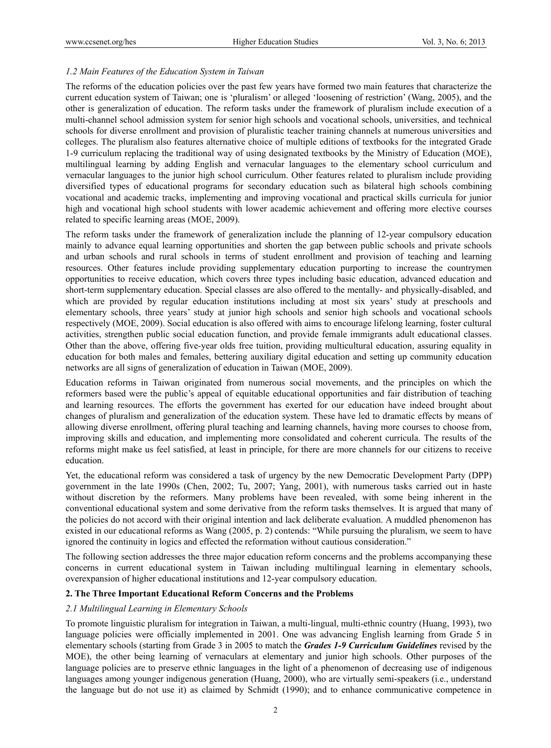### *1.2 Main Features of the Education System in Taiwan*

The reforms of the education policies over the past few years have formed two main features that characterize the current education system of Taiwan; one is 'pluralism' or alleged 'loosening of restriction' (Wang, 2005), and the other is generalization of education. The reform tasks under the framework of pluralism include execution of a multi-channel school admission system for senior high schools and vocational schools, universities, and technical schools for diverse enrollment and provision of pluralistic teacher training channels at numerous universities and colleges. The pluralism also features alternative choice of multiple editions of textbooks for the integrated Grade 1-9 curriculum replacing the traditional way of using designated textbooks by the Ministry of Education (MOE), multilingual learning by adding English and vernacular languages to the elementary school curriculum and vernacular languages to the junior high school curriculum. Other features related to pluralism include providing diversified types of educational programs for secondary education such as bilateral high schools combining vocational and academic tracks, implementing and improving vocational and practical skills curricula for junior high and vocational high school students with lower academic achievement and offering more elective courses related to specific learning areas (MOE, 2009).

The reform tasks under the framework of generalization include the planning of 12-year compulsory education mainly to advance equal learning opportunities and shorten the gap between public schools and private schools and urban schools and rural schools in terms of student enrollment and provision of teaching and learning resources. Other features include providing supplementary education purporting to increase the countrymen opportunities to receive education, which covers three types including basic education, advanced education and short-term supplementary education. Special classes are also offered to the mentally- and physically-disabled, and which are provided by regular education institutions including at most six years' study at preschools and elementary schools, three years' study at junior high schools and senior high schools and vocational schools respectively (MOE, 2009). Social education is also offered with aims to encourage lifelong learning, foster cultural activities, strengthen public social education function, and provide female immigrants adult educational classes. Other than the above, offering five-year olds free tuition, providing multicultural education, assuring equality in education for both males and females, bettering auxiliary digital education and setting up community education networks are all signs of generalization of education in Taiwan (MOE, 2009).

Education reforms in Taiwan originated from numerous social movements, and the principles on which the reformers based were the public's appeal of equitable educational opportunities and fair distribution of teaching and learning resources. The efforts the government has exerted for our education have indeed brought about changes of pluralism and generalization of the education system. These have led to dramatic effects by means of allowing diverse enrollment, offering plural teaching and learning channels, having more courses to choose from, improving skills and education, and implementing more consolidated and coherent curricula. The results of the reforms might make us feel satisfied, at least in principle, for there are more channels for our citizens to receive education.

Yet, the educational reform was considered a task of urgency by the new Democratic Development Party (DPP) government in the late 1990s (Chen, 2002; Tu, 2007; Yang, 2001), with numerous tasks carried out in haste without discretion by the reformers. Many problems have been revealed, with some being inherent in the conventional educational system and some derivative from the reform tasks themselves. It is argued that many of the policies do not accord with their original intention and lack deliberate evaluation. A muddled phenomenon has existed in our educational reforms as Wang (2005, p. 2) contends: "While pursuing the pluralism, we seem to have ignored the continuity in logics and effected the reformation without cautious consideration."

The following section addresses the three major education reform concerns and the problems accompanying these concerns in current educational system in Taiwan including multilingual learning in elementary schools, overexpansion of higher educational institutions and 12-year compulsory education.

## 2. The Three Important Educational Reform Concerns and the Problems

### *2.1 Multilingual Learning in Elementary Schools*

To promote linguistic pluralism for integration in Taiwan, a multi-lingual, multi-ethnic country (Huang, 1993), two language policies were officially implemented in 2001. One was advancing English learning from Grade 5 in elementary schools (starting from Grade 3 in 2005 to match the ***Grades 1-9 Curriculum Guidelines*** revised by the MOE), the other being learning of vernaculars at elementary and junior high schools. Other purposes of the language policies are to preserve ethnic languages in the light of a phenomenon of decreasing use of indigenous languages among younger indigenous generation (Huang, 2000), who are virtually semi-speakers (i.e., understand the language but do not use it) as claimed by Schmidt (1990); and to enhance communicative competence in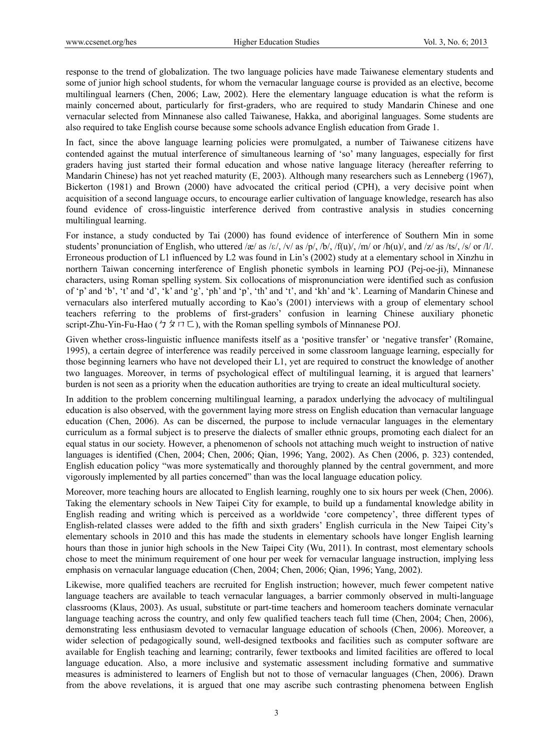response to the trend of globalization. The two language policies have made Taiwanese elementary students and some of junior high school students, for whom the vernacular language course is provided as an elective, become multilingual learners (Chen, 2006; Law, 2002). Here the elementary language education is what the reform is mainly concerned about, particularly for first-graders, who are required to study Mandarin Chinese and one vernacular selected from Minnanese also called Taiwanese, Hakka, and aboriginal languages. Some students are also required to take English course because some schools advance English education from Grade 1.

In fact, since the above language learning policies were promulgated, a number of Taiwanese citizens have contended against the mutual interference of simultaneous learning of 'so' many languages, especially for first graders having just started their formal education and whose native language literacy (hereafter referring to Mandarin Chinese) has not yet reached maturity (E, 2003). Although many researchers such as Lenneberg (1967), Bickerton (1981) and Brown (2000) have advocated the critical period (CPH), a very decisive point when acquisition of a second language occurs, to encourage earlier cultivation of language knowledge, research has also found evidence of cross-linguistic interference derived from contrastive analysis in studies concerning multilingual learning.

For instance, a study conducted by Tai (2000) has found evidence of interference of Southern Min in some students' pronunciation of English, who uttered /æ/ as /ɛ/, /v/ as /p/, /b/, /f(u)/, /m/ or /h(u)/, and /z/ as /ts/, /s/ or /l/. Erroneous production of L1 influenced by L2 was found in Lin's (2002) study at a elementary school in Xinzhu in northern Taiwan concerning interference of English phonetic symbols in learning POJ (Pej-oe-ji), Minnanese characters, using Roman spelling system. Six collocations of mispronunciation were identified such as confusion of 'p' and 'b', 't' and 'd', 'k' and 'g', 'ph' and 'p', 'th' and 't', and 'kh' and 'k'. Learning of Mandarin Chinese and vernaculars also interfered mutually according to Kao's (2001) interviews with a group of elementary school teachers referring to the problems of first-graders' confusion in learning Chinese auxiliary phonetic script-Zhu-Yin-Fu-Hao (ㄅㄆㄇㄈ), with the Roman spelling symbols of Minnanese POJ.

Given whether cross-linguistic influence manifests itself as a 'positive transfer' or 'negative transfer' (Romaine, 1995), a certain degree of interference was readily perceived in some classroom language learning, especially for those beginning learners who have not developed their L1, yet are required to construct the knowledge of another two languages. Moreover, in terms of psychological effect of multilingual learning, it is argued that learners' burden is not seen as a priority when the education authorities are trying to create an ideal multicultural society.

In addition to the problem concerning multilingual learning, a paradox underlying the advocacy of multilingual education is also observed, with the government laying more stress on English education than vernacular language education (Chen, 2006). As can be discerned, the purpose to include vernacular languages in the elementary curriculum as a formal subject is to preserve the dialects of smaller ethnic groups, promoting each dialect for an equal status in our society. However, a phenomenon of schools not attaching much weight to instruction of native languages is identified (Chen, 2004; Chen, 2006; Qian, 1996; Yang, 2002). As Chen (2006, p. 323) contended, English education policy "was more systematically and thoroughly planned by the central government, and more vigorously implemented by all parties concerned" than was the local language education policy.

Moreover, more teaching hours are allocated to English learning, roughly one to six hours per week (Chen, 2006). Taking the elementary schools in New Taipei City for example, to build up a fundamental knowledge ability in English reading and writing which is perceived as a worldwide 'core competency', three different types of English-related classes were added to the fifth and sixth graders' English curricula in the New Taipei City's elementary schools in 2010 and this has made the students in elementary schools have longer English learning hours than those in junior high schools in the New Taipei City (Wu, 2011). In contrast, most elementary schools chose to meet the minimum requirement of one hour per week for vernacular language instruction, implying less emphasis on vernacular language education (Chen, 2004; Chen, 2006; Qian, 1996; Yang, 2002).

Likewise, more qualified teachers are recruited for English instruction; however, much fewer competent native language teachers are available to teach vernacular languages, a barrier commonly observed in multi-language classrooms (Klaus, 2003). As usual, substitute or part-time teachers and homeroom teachers dominate vernacular language teaching across the country, and only few qualified teachers teach full time (Chen, 2004; Chen, 2006), demonstrating less enthusiasm devoted to vernacular language education of schools (Chen, 2006). Moreover, a wider selection of pedagogically sound, well-designed textbooks and facilities such as computer software are available for English teaching and learning; contrarily, fewer textbooks and limited facilities are offered to local language education. Also, a more inclusive and systematic assessment including formative and summative measures is administered to learners of English but not to those of vernacular languages (Chen, 2006). Drawn from the above revelations, it is argued that one may ascribe such contrasting phenomena between English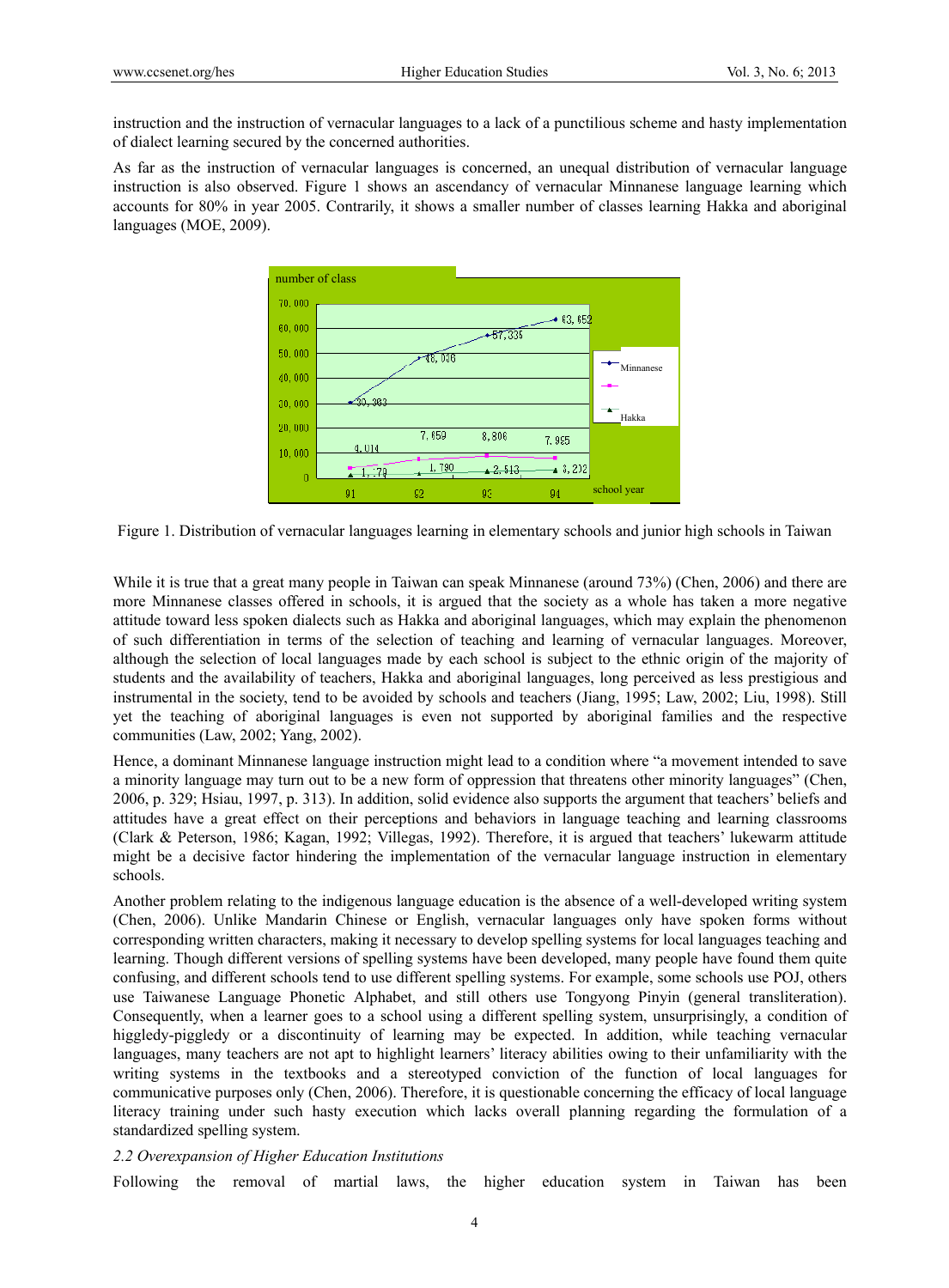instruction and the instruction of vernacular languages to a lack of a punctilious scheme and hasty implementation of dialect learning secured by the concerned authorities.

As far as the instruction of vernacular languages is concerned, an unequal distribution of vernacular language instruction is also observed. Figure 1 shows an ascendancy of vernacular Minnanese language learning which accounts for 80% in year 2005. Contrarily, it shows a smaller number of classes learning Hakka and aboriginal languages (MOE, 2009).

Figure 1. Distribution of vernacular languages learning in elementary schools and junior high schools in Taiwan

While it is true that a great many people in Taiwan can speak Minnanese (around 73%) (Chen, 2006) and there are more Minnanese classes offered in schools, it is argued that the society as a whole has taken a more negative attitude toward less spoken dialects such as Hakka and aboriginal languages, which may explain the phenomenon of such differentiation in terms of the selection of teaching and learning of vernacular languages. Moreover, although the selection of local languages made by each school is subject to the ethnic origin of the majority of students and the availability of teachers, Hakka and aboriginal languages, long perceived as less prestigious and instrumental in the society, tend to be avoided by schools and teachers (Jiang, 1995; Law, 2002; Liu, 1998). Still yet the teaching of aboriginal languages is even not supported by aboriginal families and the respective communities (Law, 2002; Yang, 2002).

Hence, a dominant Minnanese language instruction might lead to a condition where "a movement intended to save a minority language may turn out to be a new form of oppression that threatens other minority languages" (Chen, 2006, p. 329; Hsiau, 1997, p. 313). In addition, solid evidence also supports the argument that teachers' beliefs and attitudes have a great effect on their perceptions and behaviors in language teaching and learning classrooms (Clark & Peterson, 1986; Kagan, 1992; Villegas, 1992). Therefore, it is argued that teachers' lukewarm attitude might be a decisive factor hindering the implementation of the vernacular language instruction in elementary schools.

Another problem relating to the indigenous language education is the absence of a well-developed writing system (Chen, 2006). Unlike Mandarin Chinese or English, vernacular languages only have spoken forms without corresponding written characters, making it necessary to develop spelling systems for local languages teaching and learning. Though different versions of spelling systems have been developed, many people have found them quite confusing, and different schools tend to use different spelling systems. For example, some schools use POJ, others use Taiwanese Language Phonetic Alphabet, and still others use Tongyong Pinyin (general transliteration). Consequently, when a learner goes to a school using a different spelling system, unsurprisingly, a condition of higgledy-piggledy or a discontinuity of learning may be expected. In addition, while teaching vernacular languages, many teachers are not apt to highlight learners' literacy abilities owing to their unfamiliarity with the writing systems in the textbooks and a stereotyped conviction of the function of local languages for communicative purposes only (Chen, 2006). Therefore, it is questionable concerning the efficacy of local language literacy training under such hasty execution which lacks overall planning regarding the formulation of a standardized spelling system.

### *2.2 Overexpansion of Higher Education Institutions*

Following the removal of martial laws, the higher education system in Taiwan has been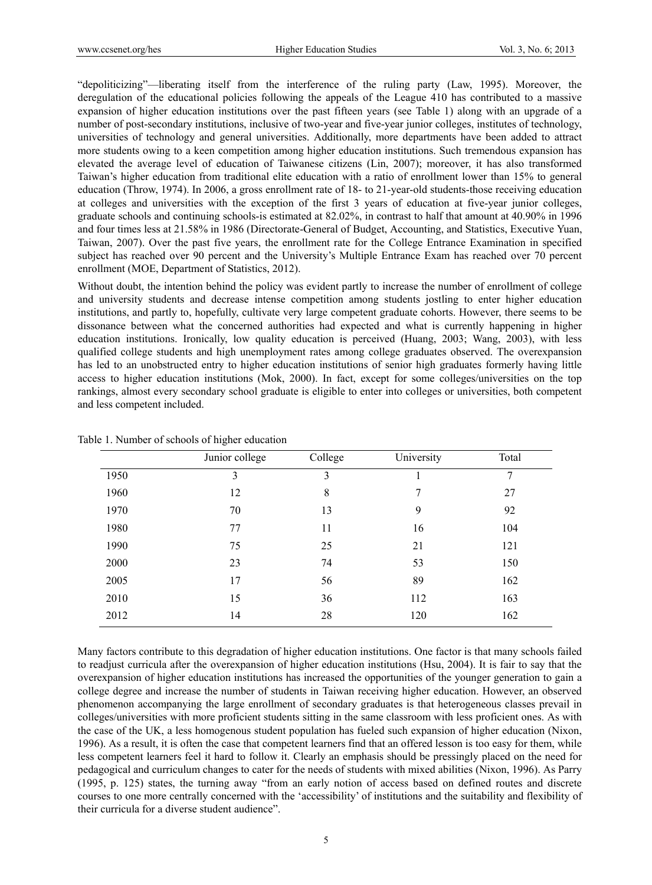"depoliticizing"—liberating itself from the interference of the ruling party (Law, 1995). Moreover, the deregulation of the educational policies following the appeals of the League 410 has contributed to a massive expansion of higher education institutions over the past fifteen years (see Table 1) along with an upgrade of a number of post-secondary institutions, inclusive of two-year and five-year junior colleges, institutes of technology, universities of technology and general universities. Additionally, more departments have been added to attract more students owing to a keen competition among higher education institutions. Such tremendous expansion has elevated the average level of education of Taiwanese citizens (Lin, 2007); moreover, it has also transformed Taiwan's higher education from traditional elite education with a ratio of enrollment lower than 15% to general education (Throw, 1974). In 2006, a gross enrollment rate of 18- to 21-year-old students-those receiving education at colleges and universities with the exception of the first 3 years of education at five-year junior colleges, graduate schools and continuing schools-is estimated at 82.02%, in contrast to half that amount at 40.90% in 1996 and four times less at 21.58% in 1986 (Directorate-General of Budget, Accounting, and Statistics, Executive Yuan, Taiwan, 2007). Over the past five years, the enrollment rate for the College Entrance Examination in specified subject has reached over 90 percent and the University's Multiple Entrance Exam has reached over 70 percent enrollment (MOE, Department of Statistics, 2012).

Without doubt, the intention behind the policy was evident partly to increase the number of enrollment of college and university students and decrease intense competition among students jostling to enter higher education institutions, and partly to, hopefully, cultivate very large competent graduate cohorts. However, there seems to be dissonance between what the concerned authorities had expected and what is currently happening in higher education institutions. Ironically, low quality education is perceived (Huang, 2003; Wang, 2003), with less qualified college students and high unemployment rates among college graduates observed. The overexpansion has led to an unobstructed entry to higher education institutions of senior high graduates formerly having little access to higher education institutions (Mok, 2000). In fact, except for some colleges/universities on the top rankings, almost every secondary school graduate is eligible to enter into colleges or universities, both competent and less competent included.

Table 1. Number of schools of higher education

| | Junior college | College | University | Total |
|---|---|---|---|---|
| 1950 | 3 | 3 | 1 | 7 |
| 1960 | 12 | 8 | 7 | 27 |
| 1970 | 70 | 13 | 9 | 92 |
| 1980 | 77 | 11 | 16 | 104 |
| 1990 | 75 | 25 | 21 | 121 |
| 2000 | 23 | 74 | 53 | 150 |
| 2005 | 17 | 56 | 89 | 162 |
| 2010 | 15 | 36 | 112 | 163 |
| 2012 | 14 | 28 | 120 | 162 |

Many factors contribute to this degradation of higher education institutions. One factor is that many schools failed to readjust curricula after the overexpansion of higher education institutions (Hsu, 2004). It is fair to say that the overexpansion of higher education institutions has increased the opportunities of the younger generation to gain a college degree and increase the number of students in Taiwan receiving higher education. However, an observed phenomenon accompanying the large enrollment of secondary graduates is that heterogeneous classes prevail in colleges/universities with more proficient students sitting in the same classroom with less proficient ones. As with the case of the UK, a less homogenous student population has fueled such expansion of higher education (Nixon, 1996). As a result, it is often the case that competent learners find that an offered lesson is too easy for them, while less competent learners feel it hard to follow it. Clearly an emphasis should be pressingly placed on the need for pedagogical and curriculum changes to cater for the needs of students with mixed abilities (Nixon, 1996). As Parry (1995, p. 125) states, the turning away "from an early notion of access based on defined routes and discrete courses to one more centrally concerned with the 'accessibility' of institutions and the suitability and flexibility of their curricula for a diverse student audience".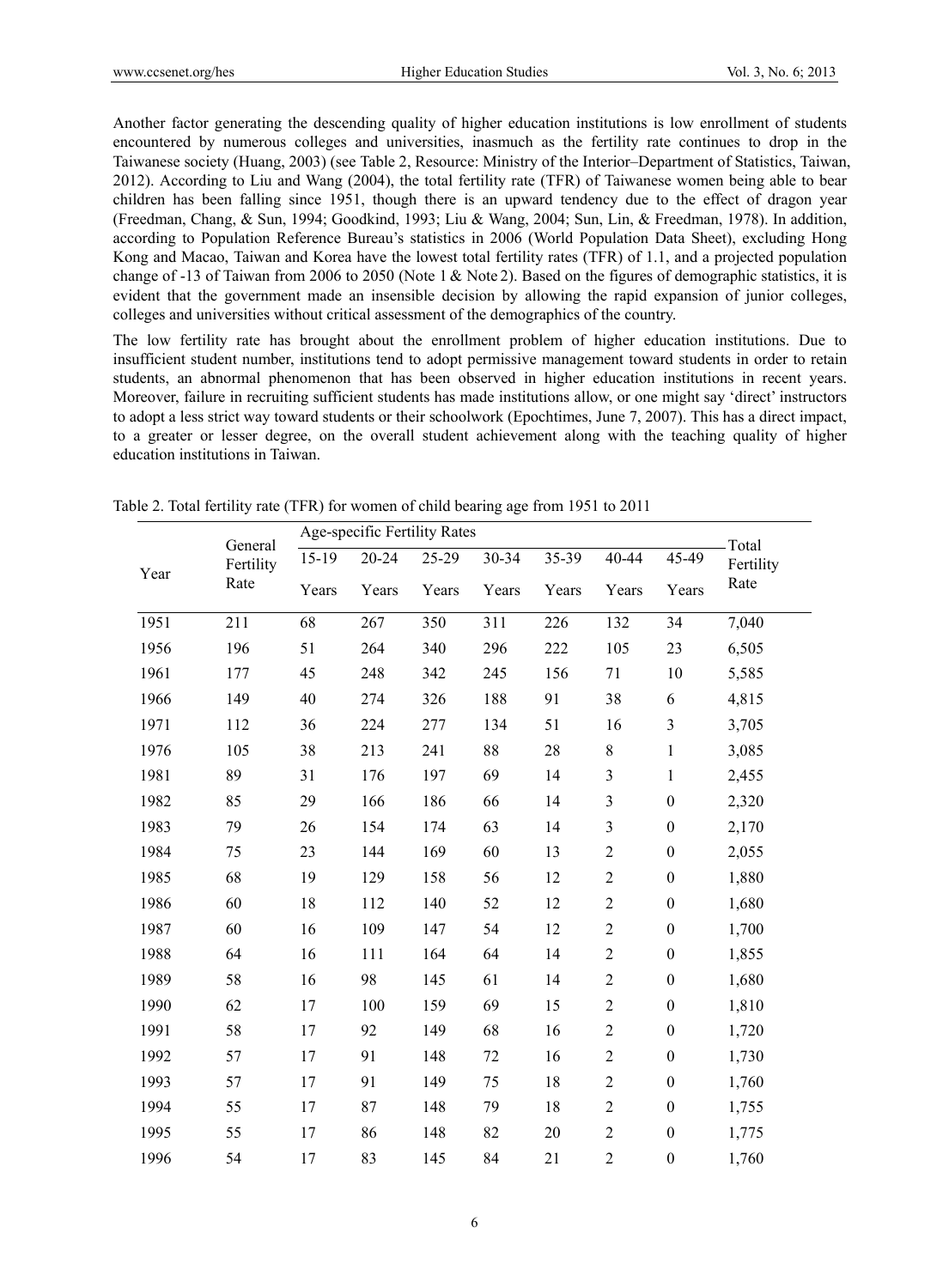Another factor generating the descending quality of higher education institutions is low enrollment of students encountered by numerous colleges and universities, inasmuch as the fertility rate continues to drop in the Taiwanese society (Huang, 2003) (see Table 2, Resource: Ministry of the Interior–Department of Statistics, Taiwan, 2012). According to Liu and Wang (2004), the total fertility rate (TFR) of Taiwanese women being able to bear children has been falling since 1951, though there is an upward tendency due to the effect of dragon year (Freedman, Chang, & Sun, 1994; Goodkind, 1993; Liu & Wang, 2004; Sun, Lin, & Freedman, 1978). In addition, according to Population Reference Bureau's statistics in 2006 (World Population Data Sheet), excluding Hong Kong and Macao, Taiwan and Korea have the lowest total fertility rates (TFR) of 1.1, and a projected population change of -13 of Taiwan from 2006 to 2050 (Note 1 & Note 2). Based on the figures of demographic statistics, it is evident that the government made an insensible decision by allowing the rapid expansion of junior colleges, colleges and universities without critical assessment of the demographics of the country.

The low fertility rate has brought about the enrollment problem of higher education institutions. Due to insufficient student number, institutions tend to adopt permissive management toward students in order to retain students, an abnormal phenomenon that has been observed in higher education institutions in recent years. Moreover, failure in recruiting sufficient students has made institutions allow, or one might say 'direct' instructors to adopt a less strict way toward students or their schoolwork (Epochtimes, June 7, 2007). This has a direct impact, to a greater or lesser degree, on the overall student achievement along with the teaching quality of higher education institutions in Taiwan.

Table 2. Total fertility rate (TFR) for women of child bearing age from 1951 to 2011

| Year | General Fertility Rate | Age-specific Fertility Rates | | | | | | | Total Fertility Rate |
|---|---|---|---|---|---|---|---|---|---|
| | | 15-19 Years | 20-24 Years | 25-29 Years | 30-34 Years | 35-39 Years | 40-44 Years | 45-49 Years | |
| 1951 | 211 | 68 | 267 | 350 | 311 | 226 | 132 | 34 | 7,040 |
| 1956 | 196 | 51 | 264 | 340 | 296 | 222 | 105 | 23 | 6,505 |
| 1961 | 177 | 45 | 248 | 342 | 245 | 156 | 71 | 10 | 5,585 |
| 1966 | 149 | 40 | 274 | 326 | 188 | 91 | 38 | 6 | 4,815 |
| 1971 | 112 | 36 | 224 | 277 | 134 | 51 | 16 | 3 | 3,705 |
| 1976 | 105 | 38 | 213 | 241 | 88 | 28 | 8 | 1 | 3,085 |
| 1981 | 89 | 31 | 176 | 197 | 69 | 14 | 3 | 1 | 2,455 |
| 1982 | 85 | 29 | 166 | 186 | 66 | 14 | 3 | 0 | 2,320 |
| 1983 | 79 | 26 | 154 | 174 | 63 | 14 | 3 | 0 | 2,170 |
| 1984 | 75 | 23 | 144 | 169 | 60 | 13 | 2 | 0 | 2,055 |
| 1985 | 68 | 19 | 129 | 158 | 56 | 12 | 2 | 0 | 1,880 |
| 1986 | 60 | 18 | 112 | 140 | 52 | 12 | 2 | 0 | 1,680 |
| 1987 | 60 | 16 | 109 | 147 | 54 | 12 | 2 | 0 | 1,700 |
| 1988 | 64 | 16 | 111 | 164 | 64 | 14 | 2 | 0 | 1,855 |
| 1989 | 58 | 16 | 98 | 145 | 61 | 14 | 2 | 0 | 1,680 |
| 1990 | 62 | 17 | 100 | 159 | 69 | 15 | 2 | 0 | 1,810 |
| 1991 | 58 | 17 | 92 | 149 | 68 | 16 | 2 | 0 | 1,720 |
| 1992 | 57 | 17 | 91 | 148 | 72 | 16 | 2 | 0 | 1,730 |
| 1993 | 57 | 17 | 91 | 149 | 75 | 18 | 2 | 0 | 1,760 |
| 1994 | 55 | 17 | 87 | 148 | 79 | 18 | 2 | 0 | 1,755 |
| 1995 | 55 | 17 | 86 | 148 | 82 | 20 | 2 | 0 | 1,775 |
| 1996 | 54 | 17 | 83 | 145 | 84 | 21 | 2 | 0 | 1,760 |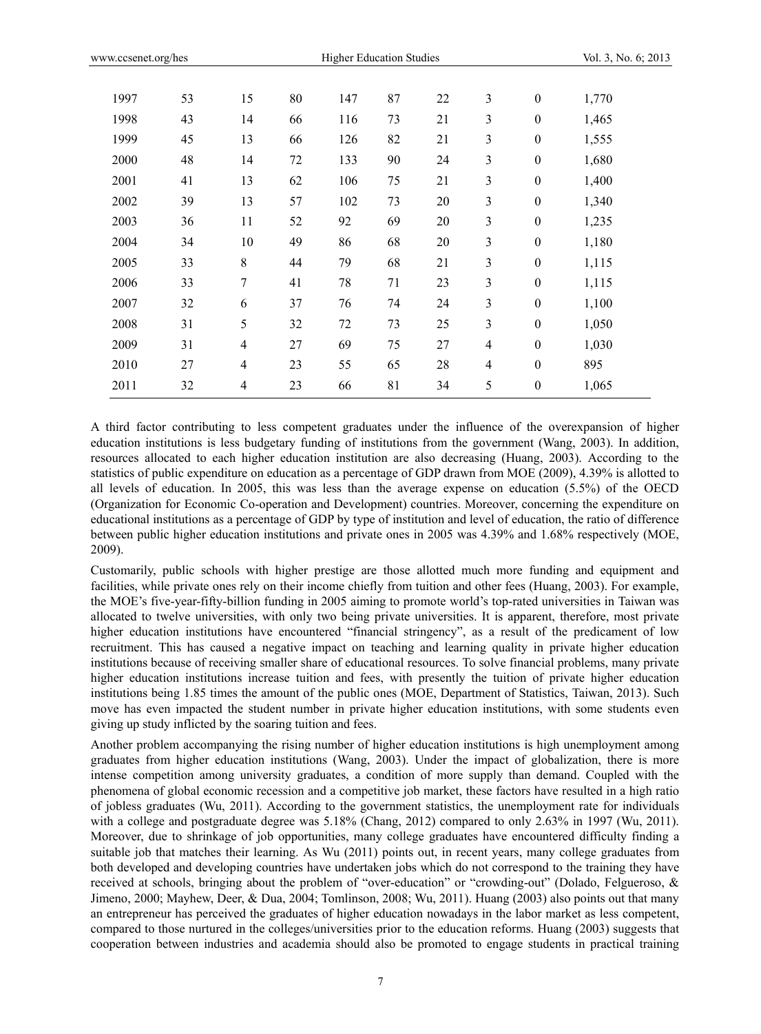| | | | | | | | | | |
|---|---|---|---|---|---|---|---|---|---|
| 1997 | 53 | 15 | 80 | 147 | 87 | 22 | 3 | 0 | 1,770 |
| 1998 | 43 | 14 | 66 | 116 | 73 | 21 | 3 | 0 | 1,465 |
| 1999 | 45 | 13 | 66 | 126 | 82 | 21 | 3 | 0 | 1,555 |
| 2000 | 48 | 14 | 72 | 133 | 90 | 24 | 3 | 0 | 1,680 |
| 2001 | 41 | 13 | 62 | 106 | 75 | 21 | 3 | 0 | 1,400 |
| 2002 | 39 | 13 | 57 | 102 | 73 | 20 | 3 | 0 | 1,340 |
| 2003 | 36 | 11 | 52 | 92 | 69 | 20 | 3 | 0 | 1,235 |
| 2004 | 34 | 10 | 49 | 86 | 68 | 20 | 3 | 0 | 1,180 |
| 2005 | 33 | 8 | 44 | 79 | 68 | 21 | 3 | 0 | 1,115 |
| 2006 | 33 | 7 | 41 | 78 | 71 | 23 | 3 | 0 | 1,115 |
| 2007 | 32 | 6 | 37 | 76 | 74 | 24 | 3 | 0 | 1,100 |
| 2008 | 31 | 5 | 32 | 72 | 73 | 25 | 3 | 0 | 1,050 |
| 2009 | 31 | 4 | 27 | 69 | 75 | 27 | 4 | 0 | 1,030 |
| 2010 | 27 | 4 | 23 | 55 | 65 | 28 | 4 | 0 | 895 |
| 2011 | 32 | 4 | 23 | 66 | 81 | 34 | 5 | 0 | 1,065 |

A third factor contributing to less competent graduates under the influence of the overexpansion of higher education institutions is less budgetary funding of institutions from the government (Wang, 2003). In addition, resources allocated to each higher education institution are also decreasing (Huang, 2003). According to the statistics of public expenditure on education as a percentage of GDP drawn from MOE (2009), 4.39% is allotted to all levels of education. In 2005, this was less than the average expense on education (5.5%) of the OECD (Organization for Economic Co-operation and Development) countries. Moreover, concerning the expenditure on educational institutions as a percentage of GDP by type of institution and level of education, the ratio of difference between public higher education institutions and private ones in 2005 was 4.39% and 1.68% respectively (MOE, 2009).

Customarily, public schools with higher prestige are those allotted much more funding and equipment and facilities, while private ones rely on their income chiefly from tuition and other fees (Huang, 2003). For example, the MOE's five-year-fifty-billion funding in 2005 aiming to promote world's top-rated universities in Taiwan was allocated to twelve universities, with only two being private universities. It is apparent, therefore, most private higher education institutions have encountered "financial stringency", as a result of the predicament of low recruitment. This has caused a negative impact on teaching and learning quality in private higher education institutions because of receiving smaller share of educational resources. To solve financial problems, many private higher education institutions increase tuition and fees, with presently the tuition of private higher education institutions being 1.85 times the amount of the public ones (MOE, Department of Statistics, Taiwan, 2013). Such move has even impacted the student number in private higher education institutions, with some students even giving up study inflicted by the soaring tuition and fees.

Another problem accompanying the rising number of higher education institutions is high unemployment among graduates from higher education institutions (Wang, 2003). Under the impact of globalization, there is more intense competition among university graduates, a condition of more supply than demand. Coupled with the phenomena of global economic recession and a competitive job market, these factors have resulted in a high ratio of jobless graduates (Wu, 2011). According to the government statistics, the unemployment rate for individuals with a college and postgraduate degree was 5.18% (Chang, 2012) compared to only 2.63% in 1997 (Wu, 2011). Moreover, due to shrinkage of job opportunities, many college graduates have encountered difficulty finding a suitable job that matches their learning. As Wu (2011) points out, in recent years, many college graduates from both developed and developing countries have undertaken jobs which do not correspond to the training they have received at schools, bringing about the problem of "over-education" or "crowding-out" (Dolado, Felgueroso, & Jimeno, 2000; Mayhew, Deer, & Dua, 2004; Tomlinson, 2008; Wu, 2011). Huang (2003) also points out that many an entrepreneur has perceived the graduates of higher education nowadays in the labor market as less competent, compared to those nurtured in the colleges/universities prior to the education reforms. Huang (2003) suggests that cooperation between industries and academia should also be promoted to engage students in practical training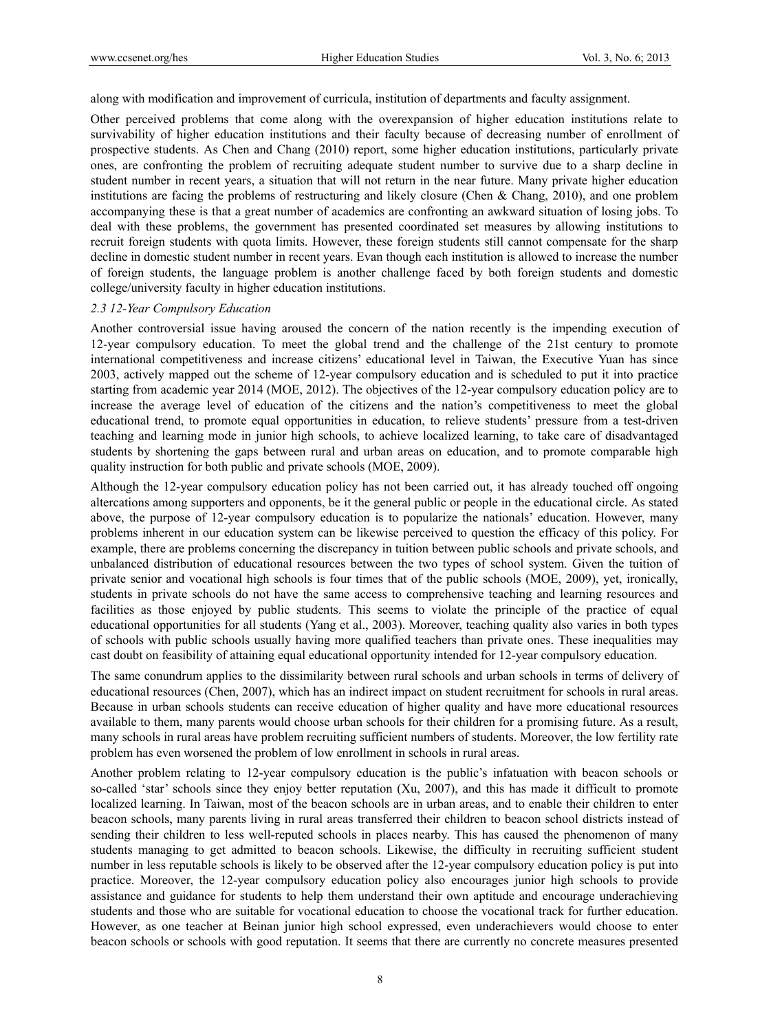along with modification and improvement of curricula, institution of departments and faculty assignment.

Other perceived problems that come along with the overexpansion of higher education institutions relate to survivability of higher education institutions and their faculty because of decreasing number of enrollment of prospective students. As Chen and Chang (2010) report, some higher education institutions, particularly private ones, are confronting the problem of recruiting adequate student number to survive due to a sharp decline in student number in recent years, a situation that will not return in the near future. Many private higher education institutions are facing the problems of restructuring and likely closure (Chen & Chang, 2010), and one problem accompanying these is that a great number of academics are confronting an awkward situation of losing jobs. To deal with these problems, the government has presented coordinated set measures by allowing institutions to recruit foreign students with quota limits. However, these foreign students still cannot compensate for the sharp decline in domestic student number in recent years. Evan though each institution is allowed to increase the number of foreign students, the language problem is another challenge faced by both foreign students and domestic college/university faculty in higher education institutions.

*2.3 12-Year Compulsory Education*

Another controversial issue having aroused the concern of the nation recently is the impending execution of 12-year compulsory education. To meet the global trend and the challenge of the 21st century to promote international competitiveness and increase citizens' educational level in Taiwan, the Executive Yuan has since 2003, actively mapped out the scheme of 12-year compulsory education and is scheduled to put it into practice starting from academic year 2014 (MOE, 2012). The objectives of the 12-year compulsory education policy are to increase the average level of education of the citizens and the nation's competitiveness to meet the global educational trend, to promote equal opportunities in education, to relieve students' pressure from a test-driven teaching and learning mode in junior high schools, to achieve localized learning, to take care of disadvantaged students by shortening the gaps between rural and urban areas on education, and to promote comparable high quality instruction for both public and private schools (MOE, 2009).

Although the 12-year compulsory education policy has not been carried out, it has already touched off ongoing altercations among supporters and opponents, be it the general public or people in the educational circle. As stated above, the purpose of 12-year compulsory education is to popularize the nationals' education. However, many problems inherent in our education system can be likewise perceived to question the efficacy of this policy. For example, there are problems concerning the discrepancy in tuition between public schools and private schools, and unbalanced distribution of educational resources between the two types of school system. Given the tuition of private senior and vocational high schools is four times that of the public schools (MOE, 2009), yet, ironically, students in private schools do not have the same access to comprehensive teaching and learning resources and facilities as those enjoyed by public students. This seems to violate the principle of the practice of equal educational opportunities for all students (Yang et al., 2003). Moreover, teaching quality also varies in both types of schools with public schools usually having more qualified teachers than private ones. These inequalities may cast doubt on feasibility of attaining equal educational opportunity intended for 12-year compulsory education.

The same conundrum applies to the dissimilarity between rural schools and urban schools in terms of delivery of educational resources (Chen, 2007), which has an indirect impact on student recruitment for schools in rural areas. Because in urban schools students can receive education of higher quality and have more educational resources available to them, many parents would choose urban schools for their children for a promising future. As a result, many schools in rural areas have problem recruiting sufficient numbers of students. Moreover, the low fertility rate problem has even worsened the problem of low enrollment in schools in rural areas.

Another problem relating to 12-year compulsory education is the public's infatuation with beacon schools or so-called 'star' schools since they enjoy better reputation (Xu, 2007), and this has made it difficult to promote localized learning. In Taiwan, most of the beacon schools are in urban areas, and to enable their children to enter beacon schools, many parents living in rural areas transferred their children to beacon school districts instead of sending their children to less well-reputed schools in places nearby. This has caused the phenomenon of many students managing to get admitted to beacon schools. Likewise, the difficulty in recruiting sufficient student number in less reputable schools is likely to be observed after the 12-year compulsory education policy is put into practice. Moreover, the 12-year compulsory education policy also encourages junior high schools to provide assistance and guidance for students to help them understand their own aptitude and encourage underachieving students and those who are suitable for vocational education to choose the vocational track for further education. However, as one teacher at Beinan junior high school expressed, even underachievers would choose to enter beacon schools or schools with good reputation. It seems that there are currently no concrete measures presented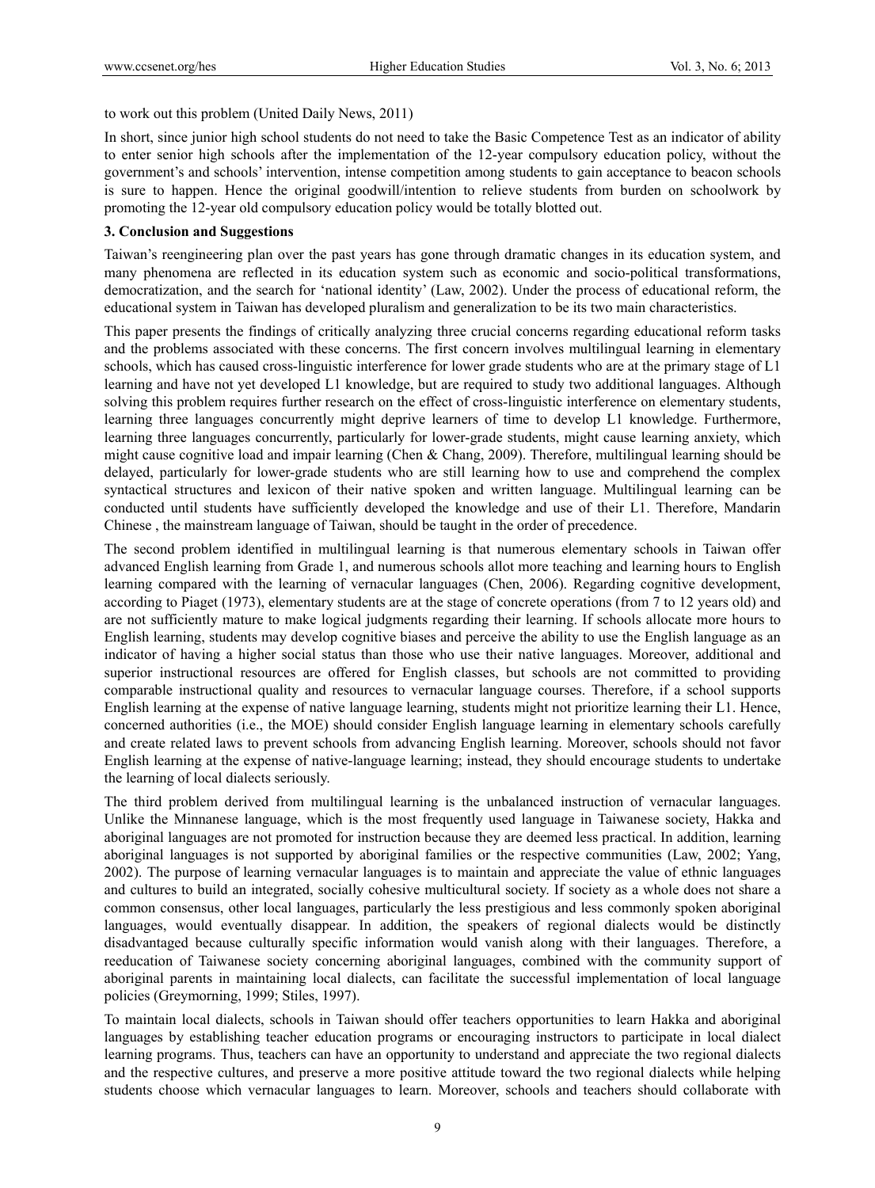to work out this problem (United Daily News, 2011)

In short, since junior high school students do not need to take the Basic Competence Test as an indicator of ability to enter senior high schools after the implementation of the 12-year compulsory education policy, without the government's and schools' intervention, intense competition among students to gain acceptance to beacon schools is sure to happen. Hence the original goodwill/intention to relieve students from burden on schoolwork by promoting the 12-year old compulsory education policy would be totally blotted out.

### 3. Conclusion and Suggestions

Taiwan's reengineering plan over the past years has gone through dramatic changes in its education system, and many phenomena are reflected in its education system such as economic and socio-political transformations, democratization, and the search for 'national identity' (Law, 2002). Under the process of educational reform, the educational system in Taiwan has developed pluralism and generalization to be its two main characteristics.

This paper presents the findings of critically analyzing three crucial concerns regarding educational reform tasks and the problems associated with these concerns. The first concern involves multilingual learning in elementary schools, which has caused cross-linguistic interference for lower grade students who are at the primary stage of L1 learning and have not yet developed L1 knowledge, but are required to study two additional languages. Although solving this problem requires further research on the effect of cross-linguistic interference on elementary students, learning three languages concurrently might deprive learners of time to develop L1 knowledge. Furthermore, learning three languages concurrently, particularly for lower-grade students, might cause learning anxiety, which might cause cognitive load and impair learning (Chen & Chang, 2009). Therefore, multilingual learning should be delayed, particularly for lower-grade students who are still learning how to use and comprehend the complex syntactical structures and lexicon of their native spoken and written language. Multilingual learning can be conducted until students have sufficiently developed the knowledge and use of their L1. Therefore, Mandarin Chinese , the mainstream language of Taiwan, should be taught in the order of precedence.

The second problem identified in multilingual learning is that numerous elementary schools in Taiwan offer advanced English learning from Grade 1, and numerous schools allot more teaching and learning hours to English learning compared with the learning of vernacular languages (Chen, 2006). Regarding cognitive development, according to Piaget (1973), elementary students are at the stage of concrete operations (from 7 to 12 years old) and are not sufficiently mature to make logical judgments regarding their learning. If schools allocate more hours to English learning, students may develop cognitive biases and perceive the ability to use the English language as an indicator of having a higher social status than those who use their native languages. Moreover, additional and superior instructional resources are offered for English classes, but schools are not committed to providing comparable instructional quality and resources to vernacular language courses. Therefore, if a school supports English learning at the expense of native language learning, students might not prioritize learning their L1. Hence, concerned authorities (i.e., the MOE) should consider English language learning in elementary schools carefully and create related laws to prevent schools from advancing English learning. Moreover, schools should not favor English learning at the expense of native-language learning; instead, they should encourage students to undertake the learning of local dialects seriously.

The third problem derived from multilingual learning is the unbalanced instruction of vernacular languages. Unlike the Minnanese language, which is the most frequently used language in Taiwanese society, Hakka and aboriginal languages are not promoted for instruction because they are deemed less practical. In addition, learning aboriginal languages is not supported by aboriginal families or the respective communities (Law, 2002; Yang, 2002). The purpose of learning vernacular languages is to maintain and appreciate the value of ethnic languages and cultures to build an integrated, socially cohesive multicultural society. If society as a whole does not share a common consensus, other local languages, particularly the less prestigious and less commonly spoken aboriginal languages, would eventually disappear. In addition, the speakers of regional dialects would be distinctly disadvantaged because culturally specific information would vanish along with their languages. Therefore, a reeducation of Taiwanese society concerning aboriginal languages, combined with the community support of aboriginal parents in maintaining local dialects, can facilitate the successful implementation of local language policies (Greymorning, 1999; Stiles, 1997).

To maintain local dialects, schools in Taiwan should offer teachers opportunities to learn Hakka and aboriginal languages by establishing teacher education programs or encouraging instructors to participate in local dialect learning programs. Thus, teachers can have an opportunity to understand and appreciate the two regional dialects and the respective cultures, and preserve a more positive attitude toward the two regional dialects while helping students choose which vernacular languages to learn. Moreover, schools and teachers should collaborate with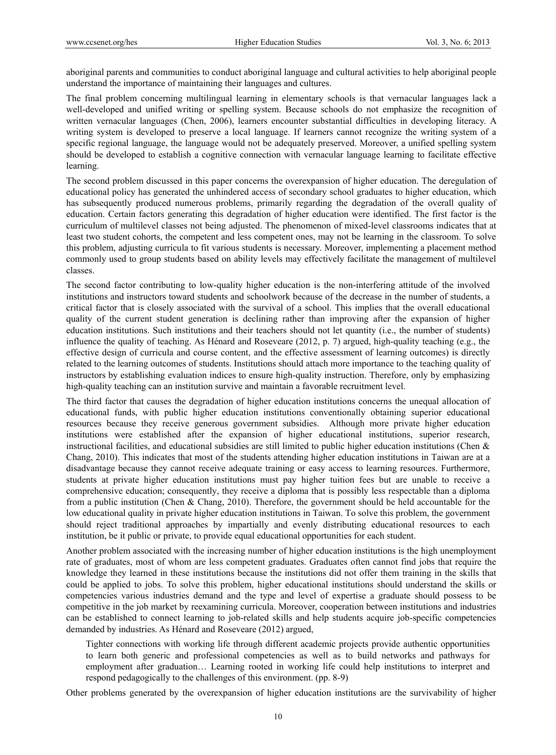aboriginal parents and communities to conduct aboriginal language and cultural activities to help aboriginal people understand the importance of maintaining their languages and cultures.

The final problem concerning multilingual learning in elementary schools is that vernacular languages lack a well-developed and unified writing or spelling system. Because schools do not emphasize the recognition of written vernacular languages (Chen, 2006), learners encounter substantial difficulties in developing literacy. A writing system is developed to preserve a local language. If learners cannot recognize the writing system of a specific regional language, the language would not be adequately preserved. Moreover, a unified spelling system should be developed to establish a cognitive connection with vernacular language learning to facilitate effective learning.

The second problem discussed in this paper concerns the overexpansion of higher education. The deregulation of educational policy has generated the unhindered access of secondary school graduates to higher education, which has subsequently produced numerous problems, primarily regarding the degradation of the overall quality of education. Certain factors generating this degradation of higher education were identified. The first factor is the curriculum of multilevel classes not being adjusted. The phenomenon of mixed-level classrooms indicates that at least two student cohorts, the competent and less competent ones, may not be learning in the classroom. To solve this problem, adjusting curricula to fit various students is necessary. Moreover, implementing a placement method commonly used to group students based on ability levels may effectively facilitate the management of multilevel classes.

The second factor contributing to low-quality higher education is the non-interfering attitude of the involved institutions and instructors toward students and schoolwork because of the decrease in the number of students, a critical factor that is closely associated with the survival of a school. This implies that the overall educational quality of the current student generation is declining rather than improving after the expansion of higher education institutions. Such institutions and their teachers should not let quantity (i.e., the number of students) influence the quality of teaching. As Hénard and Roseveare (2012, p. 7) argued, high-quality teaching (e.g., the effective design of curricula and course content, and the effective assessment of learning outcomes) is directly related to the learning outcomes of students. Institutions should attach more importance to the teaching quality of instructors by establishing evaluation indices to ensure high-quality instruction. Therefore, only by emphasizing high-quality teaching can an institution survive and maintain a favorable recruitment level.

The third factor that causes the degradation of higher education institutions concerns the unequal allocation of educational funds, with public higher education institutions conventionally obtaining superior educational resources because they receive generous government subsidies. Although more private higher education institutions were established after the expansion of higher educational institutions, superior research, instructional facilities, and educational subsidies are still limited to public higher education institutions (Chen & Chang, 2010). This indicates that most of the students attending higher education institutions in Taiwan are at a disadvantage because they cannot receive adequate training or easy access to learning resources. Furthermore, students at private higher education institutions must pay higher tuition fees but are unable to receive a comprehensive education; consequently, they receive a diploma that is possibly less respectable than a diploma from a public institution (Chen & Chang, 2010). Therefore, the government should be held accountable for the low educational quality in private higher education institutions in Taiwan. To solve this problem, the government should reject traditional approaches by impartially and evenly distributing educational resources to each institution, be it public or private, to provide equal educational opportunities for each student.

Another problem associated with the increasing number of higher education institutions is the high unemployment rate of graduates, most of whom are less competent graduates. Graduates often cannot find jobs that require the knowledge they learned in these institutions because the institutions did not offer them training in the skills that could be applied to jobs. To solve this problem, higher educational institutions should understand the skills or competencies various industries demand and the type and level of expertise a graduate should possess to be competitive in the job market by reexamining curricula. Moreover, cooperation between institutions and industries can be established to connect learning to job-related skills and help students acquire job-specific competencies demanded by industries. As Hénard and Roseveare (2012) argued,

> Tighter connections with working life through different academic projects provide authentic opportunities to learn both generic and professional competencies as well as to build networks and pathways for employment after graduation… Learning rooted in working life could help institutions to interpret and respond pedagogically to the challenges of this environment. (pp. 8-9)

Other problems generated by the overexpansion of higher education institutions are the survivability of higher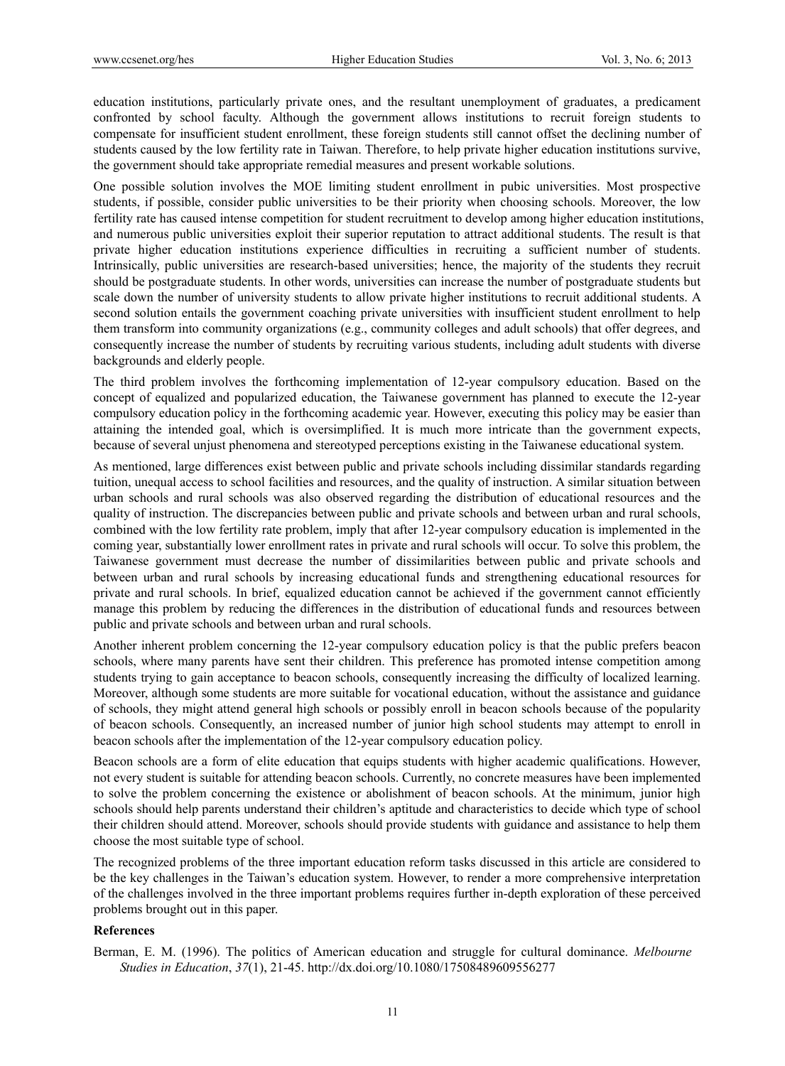education institutions, particularly private ones, and the resultant unemployment of graduates, a predicament confronted by school faculty. Although the government allows institutions to recruit foreign students to compensate for insufficient student enrollment, these foreign students still cannot offset the declining number of students caused by the low fertility rate in Taiwan. Therefore, to help private higher education institutions survive, the government should take appropriate remedial measures and present workable solutions.

One possible solution involves the MOE limiting student enrollment in pubic universities. Most prospective students, if possible, consider public universities to be their priority when choosing schools. Moreover, the low fertility rate has caused intense competition for student recruitment to develop among higher education institutions, and numerous public universities exploit their superior reputation to attract additional students. The result is that private higher education institutions experience difficulties in recruiting a sufficient number of students. Intrinsically, public universities are research-based universities; hence, the majority of the students they recruit should be postgraduate students. In other words, universities can increase the number of postgraduate students but scale down the number of university students to allow private higher institutions to recruit additional students. A second solution entails the government coaching private universities with insufficient student enrollment to help them transform into community organizations (e.g., community colleges and adult schools) that offer degrees, and consequently increase the number of students by recruiting various students, including adult students with diverse backgrounds and elderly people.

The third problem involves the forthcoming implementation of 12-year compulsory education. Based on the concept of equalized and popularized education, the Taiwanese government has planned to execute the 12-year compulsory education policy in the forthcoming academic year. However, executing this policy may be easier than attaining the intended goal, which is oversimplified. It is much more intricate than the government expects, because of several unjust phenomena and stereotyped perceptions existing in the Taiwanese educational system.

As mentioned, large differences exist between public and private schools including dissimilar standards regarding tuition, unequal access to school facilities and resources, and the quality of instruction. A similar situation between urban schools and rural schools was also observed regarding the distribution of educational resources and the quality of instruction. The discrepancies between public and private schools and between urban and rural schools, combined with the low fertility rate problem, imply that after 12-year compulsory education is implemented in the coming year, substantially lower enrollment rates in private and rural schools will occur. To solve this problem, the Taiwanese government must decrease the number of dissimilarities between public and private schools and between urban and rural schools by increasing educational funds and strengthening educational resources for private and rural schools. In brief, equalized education cannot be achieved if the government cannot efficiently manage this problem by reducing the differences in the distribution of educational funds and resources between public and private schools and between urban and rural schools.

Another inherent problem concerning the 12-year compulsory education policy is that the public prefers beacon schools, where many parents have sent their children. This preference has promoted intense competition among students trying to gain acceptance to beacon schools, consequently increasing the difficulty of localized learning. Moreover, although some students are more suitable for vocational education, without the assistance and guidance of schools, they might attend general high schools or possibly enroll in beacon schools because of the popularity of beacon schools. Consequently, an increased number of junior high school students may attempt to enroll in beacon schools after the implementation of the 12-year compulsory education policy.

Beacon schools are a form of elite education that equips students with higher academic qualifications. However, not every student is suitable for attending beacon schools. Currently, no concrete measures have been implemented to solve the problem concerning the existence or abolishment of beacon schools. At the minimum, junior high schools should help parents understand their children's aptitude and characteristics to decide which type of school their children should attend. Moreover, schools should provide students with guidance and assistance to help them choose the most suitable type of school.

The recognized problems of the three important education reform tasks discussed in this article are considered to be the key challenges in the Taiwan's education system. However, to render a more comprehensive interpretation of the challenges involved in the three important problems requires further in-depth exploration of these perceived problems brought out in this paper.

## References

Berman, E. M. (1996). The politics of American education and struggle for cultural dominance. *Melbourne Studies in Education*, *37*(1), 21-45. http://dx.doi.org/10.1080/17508489609556277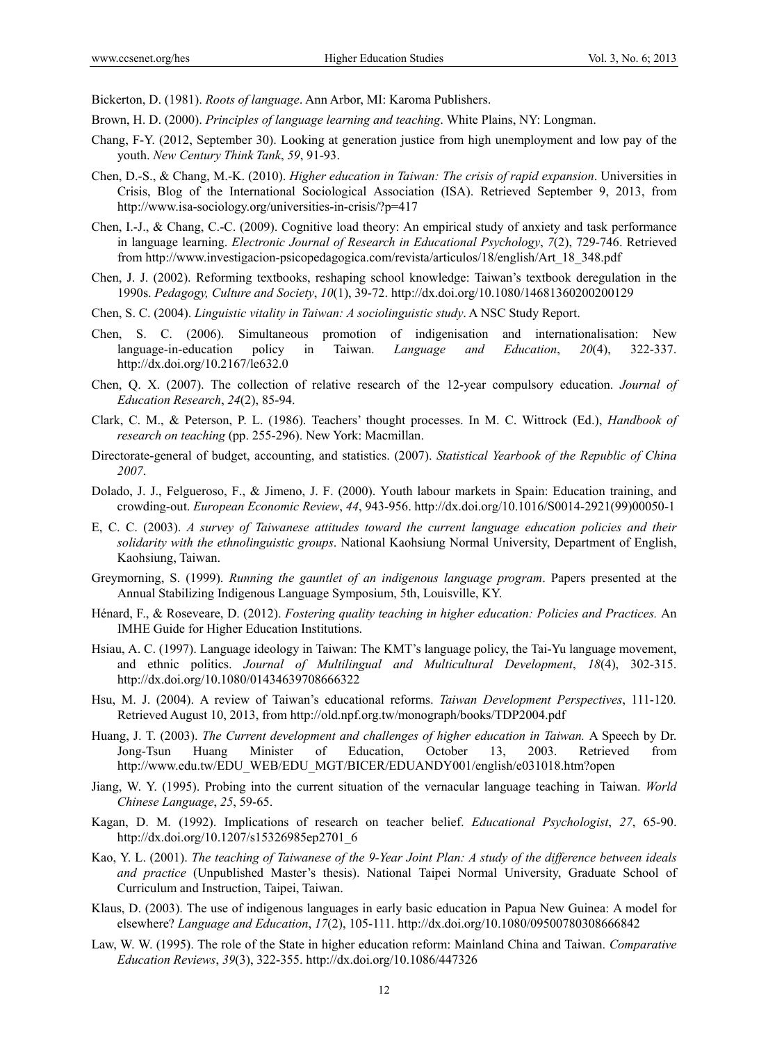Bickerton, D. (1981). *Roots of language*. Ann Arbor, MI: Karoma Publishers.

Brown, H. D. (2000). *Principles of language learning and teaching*. White Plains, NY: Longman.

Chang, F-Y. (2012, September 30). Looking at generation justice from high unemployment and low pay of the youth. *New Century Think Tank*, *59*, 91-93.

Chen, D.-S., & Chang, M.-K. (2010). *Higher education in Taiwan: The crisis of rapid expansion*. Universities in Crisis, Blog of the International Sociological Association (ISA). Retrieved September 9, 2013, from http://www.isa-sociology.org/universities-in-crisis/?p=417

Chen, I.-J., & Chang, C.-C. (2009). Cognitive load theory: An empirical study of anxiety and task performance in language learning. *Electronic Journal of Research in Educational Psychology*, *7*(2), 729-746. Retrieved from http://www.investigacion-psicopedagogica.com/revista/articulos/18/english/Art_18_348.pdf

Chen, J. J. (2002). Reforming textbooks, reshaping school knowledge: Taiwan's textbook deregulation in the 1990s. *Pedagogy, Culture and Society*, *10*(1), 39-72. http://dx.doi.org/10.1080/14681360200200129

Chen, S. C. (2004). *Linguistic vitality in Taiwan: A sociolinguistic study*. A NSC Study Report.

Chen, S. C. (2006). Simultaneous promotion of indigenisation and internationalisation: New language-in-education policy in Taiwan. *Language and Education*, *20*(4), 322-337. http://dx.doi.org/10.2167/le632.0

Chen, Q. X. (2007). The collection of relative research of the 12-year compulsory education. *Journal of Education Research*, *24*(2), 85-94.

Clark, C. M., & Peterson, P. L. (1986). Teachers' thought processes. In M. C. Wittrock (Ed.), *Handbook of research on teaching* (pp. 255-296). New York: Macmillan.

Directorate-general of budget, accounting, and statistics. (2007). *Statistical Yearbook of the Republic of China 2007*.

Dolado, J. J., Felgueroso, F., & Jimeno, J. F. (2000). Youth labour markets in Spain: Education training, and crowding-out. *European Economic Review*, *44*, 943-956. http://dx.doi.org/10.1016/S0014-2921(99)00050-1

E, C. C. (2003). *A survey of Taiwanese attitudes toward the current language education policies and their solidarity with the ethnolinguistic groups*. National Kaohsiung Normal University, Department of English, Kaohsiung, Taiwan.

Greymorning, S. (1999). *Running the gauntlet of an indigenous language program*. Papers presented at the Annual Stabilizing Indigenous Language Symposium, 5th, Louisville, KY.

Hénard, F., & Roseveare, D. (2012). *Fostering quality teaching in higher education: Policies and Practices.* An IMHE Guide for Higher Education Institutions.

Hsiau, A. C. (1997). Language ideology in Taiwan: The KMT's language policy, the Tai-Yu language movement, and ethnic politics. *Journal of Multilingual and Multicultural Development*, *18*(4), 302-315. http://dx.doi.org/10.1080/01434639708666322

Hsu, M. J. (2004). A review of Taiwan's educational reforms. *Taiwan Development Perspectives*, 111-120*.* Retrieved August 10, 2013, from http://old.npf.org.tw/monograph/books/TDP2004.pdf

Huang, J. T. (2003). *The Current development and challenges of higher education in Taiwan.* A Speech by Dr. Jong-Tsun Huang Minister of Education, October 13, 2003. Retrieved from http://www.edu.tw/EDU_WEB/EDU_MGT/BICER/EDUANDY001/english/e031018.htm?open

Jiang, W. Y. (1995). Probing into the current situation of the vernacular language teaching in Taiwan. *World Chinese Language*, *25*, 59-65.

Kagan, D. M. (1992). Implications of research on teacher belief. *Educational Psychologist*, *27*, 65-90. http://dx.doi.org/10.1207/s15326985ep2701_6

Kao, Y. L. (2001). *The teaching of Taiwanese of the 9-Year Joint Plan: A study of the difference between ideals and practice* (Unpublished Master's thesis). National Taipei Normal University, Graduate School of Curriculum and Instruction, Taipei, Taiwan.

Klaus, D. (2003). The use of indigenous languages in early basic education in Papua New Guinea: A model for elsewhere? *Language and Education*, *17*(2), 105-111. http://dx.doi.org/10.1080/09500780308666842

Law, W. W. (1995). The role of the State in higher education reform: Mainland China and Taiwan. *Comparative Education Reviews*, *39*(3), 322-355. http://dx.doi.org/10.1086/447326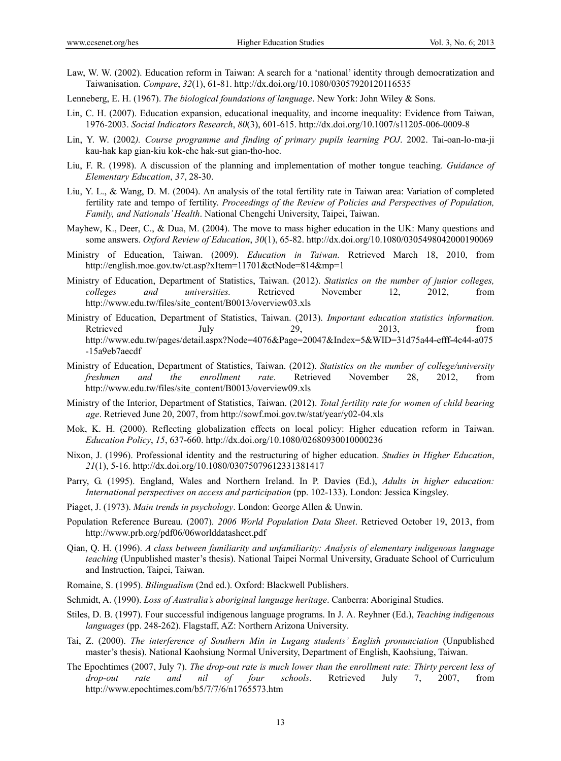Law, W. W. (2002). Education reform in Taiwan: A search for a 'national' identity through democratization and Taiwanisation. *Compare*, *32*(1), 61-81. http://dx.doi.org/10.1080/03057920120116535

Lenneberg, E. H. (1967). *The biological foundations of language*. New York: John Wiley & Sons.

Lin, C. H. (2007). Education expansion, educational inequality, and income inequality: Evidence from Taiwan, 1976-2003. *Social Indicators Research*, *80*(3), 601-615. http://dx.doi.org/10.1007/s11205-006-0009-8

Lin, Y. W. (2002*). Course programme and finding of primary pupils learning POJ*. 2002. Tai-oan-lo-ma-ji kau-hak kap gian-kiu kok-che hak-sut gian-tho-hoe.

Liu, F. R. (1998). A discussion of the planning and implementation of mother tongue teaching. *Guidance of Elementary Education*, *37*, 28-30.

Liu, Y. L., & Wang, D. M. (2004). An analysis of the total fertility rate in Taiwan area: Variation of completed fertility rate and tempo of fertility. *Proceedings of the Review of Policies and Perspectives of Population, Family, and Nationals' Health*. National Chengchi University, Taipei, Taiwan.

Mayhew, K., Deer, C., & Dua, M. (2004). The move to mass higher education in the UK: Many questions and some answers. *Oxford Review of Education*, *30*(1), 65-82. http://dx.doi.org/10.1080/0305498042000190069

Ministry of Education, Taiwan. (2009). *Education in Taiwan.* Retrieved March 18, 2010, from http://english.moe.gov.tw/ct.asp?xItem=11701&ctNode=814&mp=1

Ministry of Education, Department of Statistics, Taiwan. (2012). *Statistics on the number of junior colleges, colleges and universities.* Retrieved November 12, 2012, from http://www.edu.tw/files/site_content/B0013/overview03.xls

Ministry of Education, Department of Statistics, Taiwan. (2013). *Important education statistics information.* Retrieved July 29, 2013, from http://www.edu.tw/pages/detail.aspx?Node=4076&Page=20047&Index=5&WID=31d75a44-efff-4c44-a075-15a9eb7aecdf

Ministry of Education, Department of Statistics, Taiwan. (2012). *Statistics on the number of college/university freshmen and the enrollment rate*. Retrieved November 28, 2012, from http://www.edu.tw/files/site_content/B0013/overview09.xls

Ministry of the Interior, Department of Statistics, Taiwan. (2012). *Total fertility rate for women of child bearing age*. Retrieved June 20, 2007, from http://sowf.moi.gov.tw/stat/year/y02-04.xls

Mok, K. H. (2000). Reflecting globalization effects on local policy: Higher education reform in Taiwan. *Education Policy*, *15*, 637-660. http://dx.doi.org/10.1080/02680930010000236

Nixon, J. (1996). Professional identity and the restructuring of higher education. *Studies in Higher Education*, *21*(1), 5-16. http://dx.doi.org/10.1080/03075079612331381417

Parry, G. (1995). England, Wales and Northern Ireland. In P. Davies (Ed.), *Adults in higher education: International perspectives on access and participation* (pp. 102-133). London: Jessica Kingsley.

Piaget, J. (1973). *Main trends in psychology*. London: George Allen & Unwin.

Population Reference Bureau. (2007). *2006 World Population Data Sheet*. Retrieved October 19, 2013, from http://www.prb.org/pdf06/06worlddatasheet.pdf

Qian, Q. H. (1996). *A class between familiarity and unfamiliarity: Analysis of elementary indigenous language teaching* (Unpublished master's thesis). National Taipei Normal University, Graduate School of Curriculum and Instruction, Taipei, Taiwan.

Romaine, S. (1995). *Bilingualism* (2nd ed.). Oxford: Blackwell Publishers.

Schmidt, A. (1990). *Loss of Australia's aboriginal language heritage*. Canberra: Aboriginal Studies.

Stiles, D. B. (1997). Four successful indigenous language programs. In J. A. Reyhner (Ed.), *Teaching indigenous languages* (pp. 248-262). Flagstaff, AZ: Northern Arizona University.

Tai, Z. (2000). *The interference of Southern Min in Lugang students' English pronunciation* (Unpublished master's thesis). National Kaohsiung Normal University, Department of English, Kaohsiung, Taiwan.

The Epochtimes (2007, July 7). *The drop-out rate is much lower than the enrollment rate: Thirty percent less of drop-out rate and nil of four schools*. Retrieved July 7, 2007, from http://www.epochtimes.com/b5/7/7/6/n1765573.htm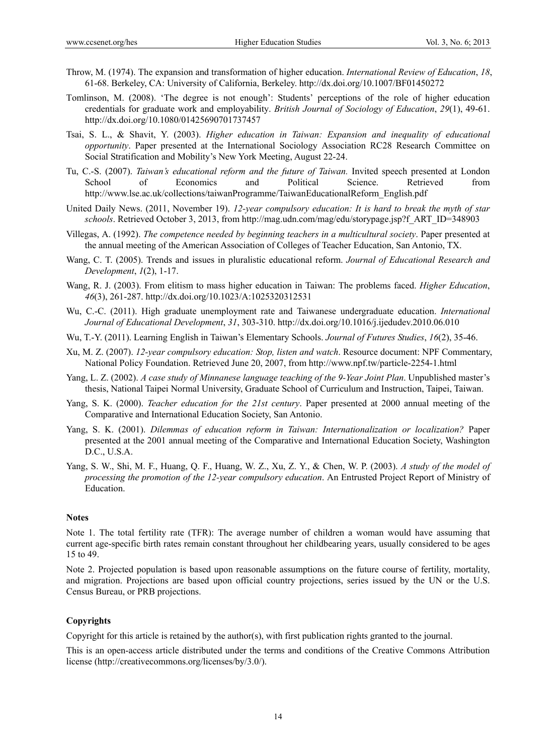Throw, M. (1974). The expansion and transformation of higher education. *International Review of Education*, *18*, 61-68. Berkeley, CA: University of California, Berkeley. http://dx.doi.org/10.1007/BF01450272

Tomlinson, M. (2008). 'The degree is not enough': Students' perceptions of the role of higher education credentials for graduate work and employability. *British Journal of Sociology of Education*, *29*(1), 49-61. http://dx.doi.org/10.1080/01425690701737457

Tsai, S. L., & Shavit, Y. (2003). *Higher education in Taiwan: Expansion and inequality of educational opportunity*. Paper presented at the International Sociology Association RC28 Research Committee on Social Stratification and Mobility's New York Meeting, August 22-24.

Tu, C.-S. (2007). *Taiwan's educational reform and the future of Taiwan.* Invited speech presented at London School of Economics and Political Science. Retrieved from http://www.lse.ac.uk/collections/taiwanProgramme/TaiwanEducationalReform_English.pdf

United Daily News. (2011, November 19). *12-year compulsory education: It is hard to break the myth of star schools*. Retrieved October 3, 2013, from http://mag.udn.com/mag/edu/storypage.jsp?f_ART_ID=348903

Villegas, A. (1992). *The competence needed by beginning teachers in a multicultural society*. Paper presented at the annual meeting of the American Association of Colleges of Teacher Education, San Antonio, TX.

Wang, C. T. (2005). Trends and issues in pluralistic educational reform. *Journal of Educational Research and Development*, *1*(2), 1-17.

Wang, R. J. (2003). From elitism to mass higher education in Taiwan: The problems faced. *Higher Education*, *46*(3), 261-287. http://dx.doi.org/10.1023/A:1025320312531

Wu, C.-C. (2011). High graduate unemployment rate and Taiwanese undergraduate education. *International Journal of Educational Development*, *31*, 303-310. http://dx.doi.org/10.1016/j.ijedudev.2010.06.010

Wu, T.-Y. (2011). Learning English in Taiwan's Elementary Schools. *Journal of Futures Studies*, *16*(2), 35-46.

Xu, M. Z. (2007). *12-year compulsory education: Stop, listen and watch*. Resource document: NPF Commentary, National Policy Foundation. Retrieved June 20, 2007, from http://www.npf.tw/particle-2254-1.html

Yang, L. Z. (2002). *A case study of Minnanese language teaching of the 9-Year Joint Plan*. Unpublished master's thesis, National Taipei Normal University, Graduate School of Curriculum and Instruction, Taipei, Taiwan.

Yang, S. K. (2000). *Teacher education for the 21st century*. Paper presented at 2000 annual meeting of the Comparative and International Education Society, San Antonio.

Yang, S. K. (2001). *Dilemmas of education reform in Taiwan: Internationalization or localization?* Paper presented at the 2001 annual meeting of the Comparative and International Education Society, Washington D.C., U.S.A.

Yang, S. W., Shi, M. F., Huang, Q. F., Huang, W. Z., Xu, Z. Y., & Chen, W. P. (2003). *A study of the model of processing the promotion of the 12-year compulsory education*. An Entrusted Project Report of Ministry of Education.

## Notes

Note 1. The total fertility rate (TFR): The average number of children a woman would have assuming that current age-specific birth rates remain constant throughout her childbearing years, usually considered to be ages 15 to 49.

Note 2. Projected population is based upon reasonable assumptions on the future course of fertility, mortality, and migration. Projections are based upon official country projections, series issued by the UN or the U.S. Census Bureau, or PRB projections.

## Copyrights

Copyright for this article is retained by the author(s), with first publication rights granted to the journal.

This is an open-access article distributed under the terms and conditions of the Creative Commons Attribution license (http://creativecommons.org/licenses/by/3.0/).